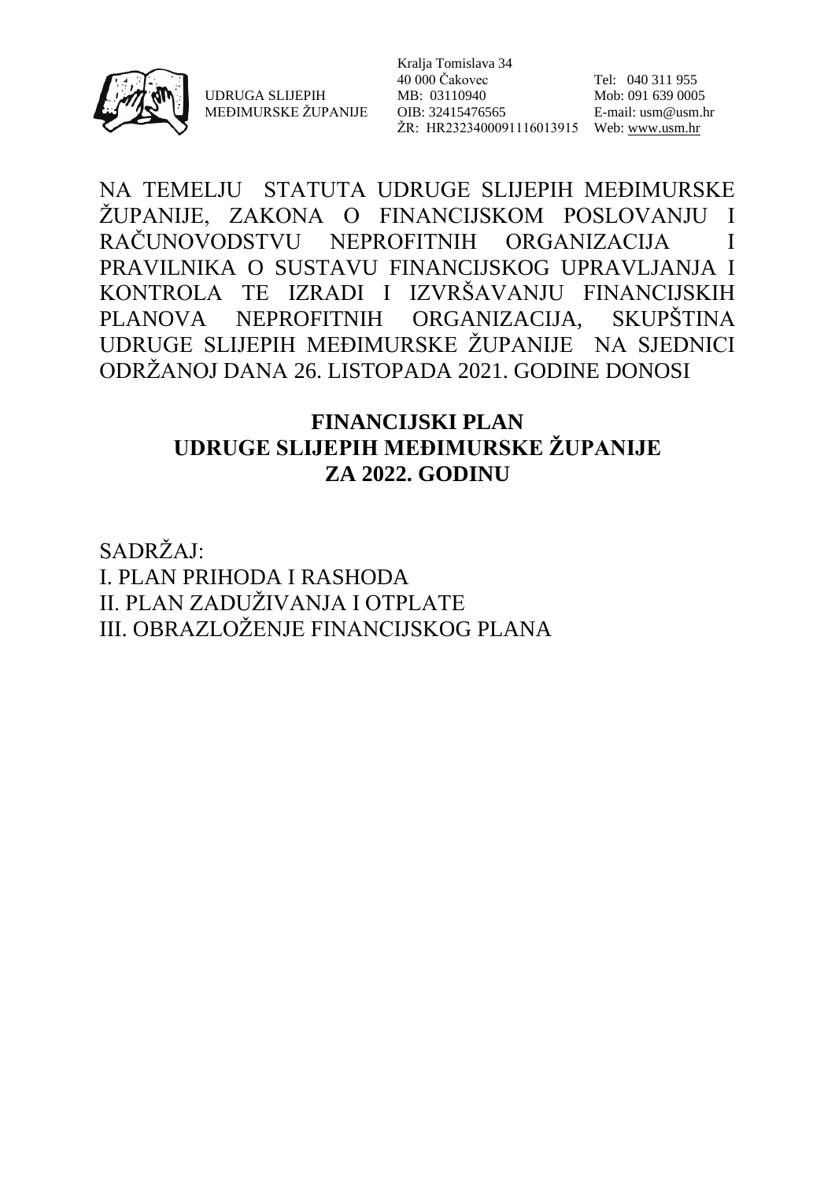UDRUGA SLIJEPIH
MEĐIMURSKE ŽUPANIJE

Kralja Tomislava 34
40 000 Čakovec
MB: 03110940
OIB: 32415476565
ŽR: HR2323400091116013915

Tel: 040 311 955
Mob: 091 639 0005
E-mail: usm@usm.hr
Web: www.usm.hr

NA TEMELJU STATUTA UDRUGE SLIJEPIH MEĐIMURSKE ŽUPANIJE, ZAKONA O FINANCIJSKOM POSLOVANJU I RAČUNOVODSTVU NEPROFITNIH ORGANIZACIJA I PRAVILNIKA O SUSTAVU FINANCIJSKOG UPRAVLJANJA I KONTROLA TE IZRADI I IZVRŠAVANJU FINANCIJSKIH PLANOVA NEPROFITNIH ORGANIZACIJA, SKUPŠTINA UDRUGE SLIJEPIH MEĐIMURSKE ŽUPANIJE NA SJEDNICI ODRŽANOJ DANA 26. LISTOPADA 2021. GODINE DONOSI

# FINANCIJSKI PLAN UDRUGE SLIJEPIH MEĐIMURSKE ŽUPANIJE ZA 2022. GODINU

SADRŽAJ:
I. PLAN PRIHODA I RASHODA
II. PLAN ZADUŽIVANJA I OTPLATE
III. OBRAZLOŽENJE FINANCIJSKOG PLANA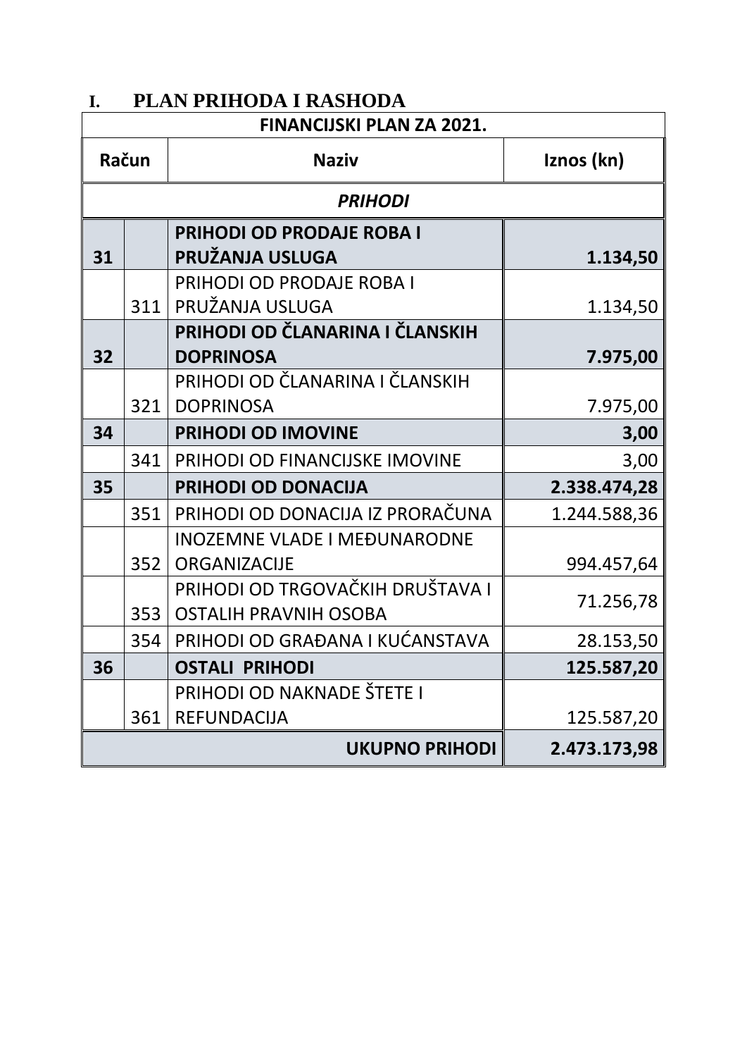# I. PLAN PRIHODA I RASHODA

| FINANCIJSKI PLAN ZA 2021. | | | |
|---|---|---|---|
| **Račun** | | **Naziv** | **Iznos (kn)** |
| | | ***PRIHODI*** | |
| **31** | | **PRIHODI OD PRODAJE ROBA I PRUŽANJA USLUGA** | **1.134,50** |
| | 311 | PRIHODI OD PRODAJE ROBA I PRUŽANJA USLUGA | 1.134,50 |
| **32** | | **PRIHODI OD ČLANARINA I ČLANSKIH DOPRINOSA** | **7.975,00** |
| | 321 | PRIHODI OD ČLANARINA I ČLANSKIH DOPRINOSA | 7.975,00 |
| **34** | | **PRIHODI OD IMOVINE** | **3,00** |
| | 341 | PRIHODI OD FINANCIJSKE IMOVINE | 3,00 |
| **35** | | **PRIHODI OD DONACIJA** | **2.338.474,28** |
| | 351 | PRIHODI OD DONACIJA IZ PRORAČUNA | 1.244.588,36 |
| | 352 | INOZEMNE VLADE I MEĐUNARODNE ORGANIZACIJE | 994.457,64 |
| | 353 | PRIHODI OD TRGOVAČKIH DRUŠTAVA I OSTALIH PRAVNIH OSOBA | 71.256,78 |
| | 354 | PRIHODI OD GRAĐANA I KUĆANSTAVA | 28.153,50 |
| **36** | | **OSTALI PRIHODI** | **125.587,20** |
| | 361 | PRIHODI OD NAKNADE ŠTETE I REFUNDACIJA | 125.587,20 |
| | | **UKUPNO PRIHODI** | **2.473.173,98** |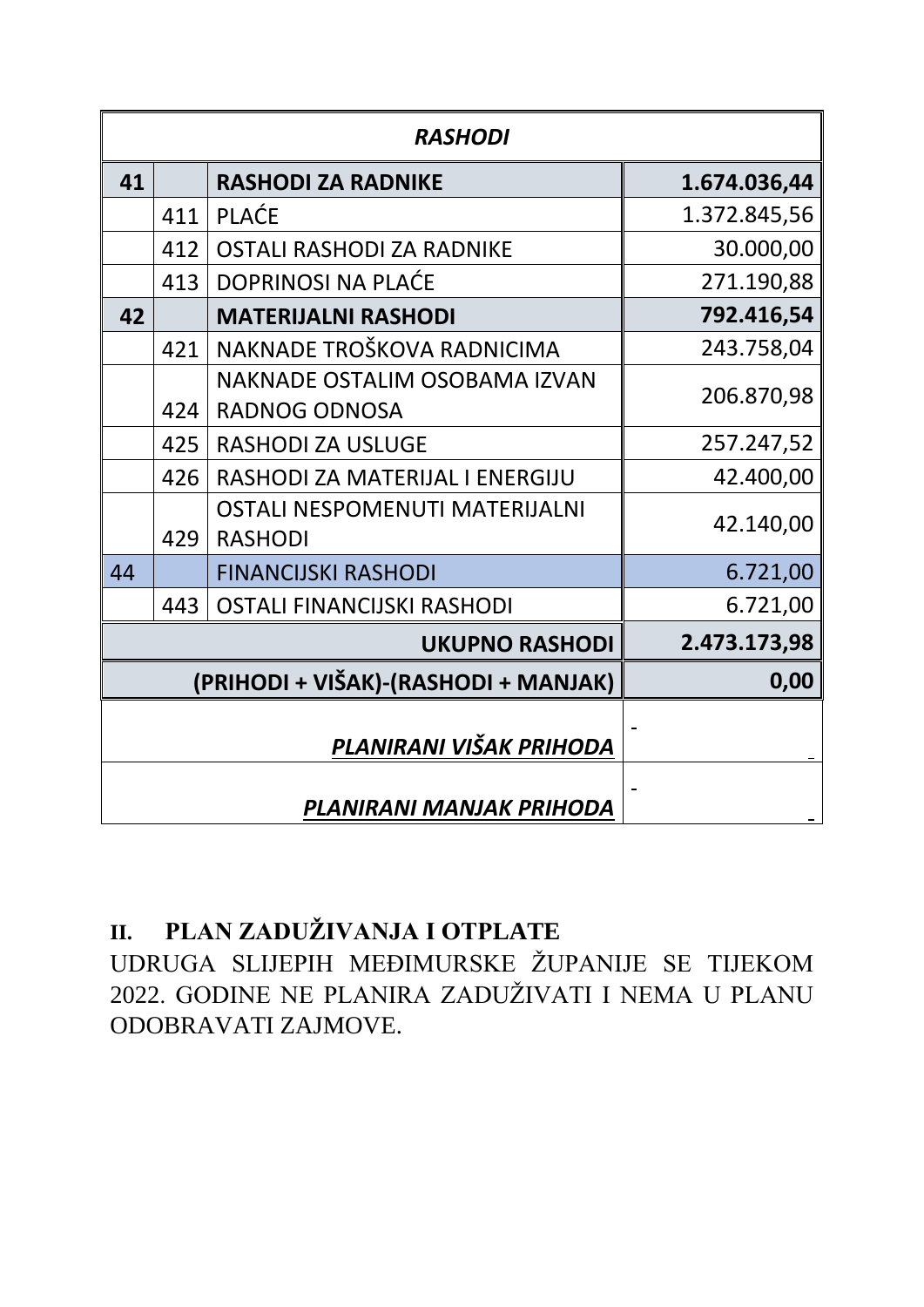| | | | |
|---|---|---|---|
| | | ***RASHODI*** | |
| **41** | | **RASHODI ZA RADNIKE** | **1.674.036,44** |
| | 411 | PLAĆE | 1.372.845,56 |
| | 412 | OSTALI RASHODI ZA RADNIKE | 30.000,00 |
| | 413 | DOPRINOSI NA PLAĆE | 271.190,88 |
| **42** | | **MATERIJALNI RASHODI** | **792.416,54** |
| | 421 | NAKNADE TROŠKOVA RADNICIMA | 243.758,04 |
| | 424 | NAKNADE OSTALIM OSOBAMA IZVAN RADNOG ODNOSA | 206.870,98 |
| | 425 | RASHODI ZA USLUGE | 257.247,52 |
| | 426 | RASHODI ZA MATERIJAL I ENERGIJU | 42.400,00 |
| | 429 | OSTALI NESPOMENUTI MATERIJALNI RASHODI | 42.140,00 |
| 44 | | FINANCIJSKI RASHODI | 6.721,00 |
| | 443 | OSTALI FINANCIJSKI RASHODI | 6.721,00 |
| | | **UKUPNO RASHODI** | **2.473.173,98** |
| | | **(PRIHODI + VIŠAK)-(RASHODI + MANJAK)** | **0,00** |
| | | ***PLANIRANI VIŠAK PRIHODA*** | - |
| | | ***PLANIRANI MANJAK PRIHODA*** | - |

## II. PLAN ZADUŽIVANJA I OTPLATE

UDRUGA SLIJEPIH MEĐIMURSKE ŽUPANIJE SE TIJEKOM 2022. GODINE NE PLANIRA ZADUŽIVATI I NEMA U PLANU ODOBRAVATI ZAJMOVE.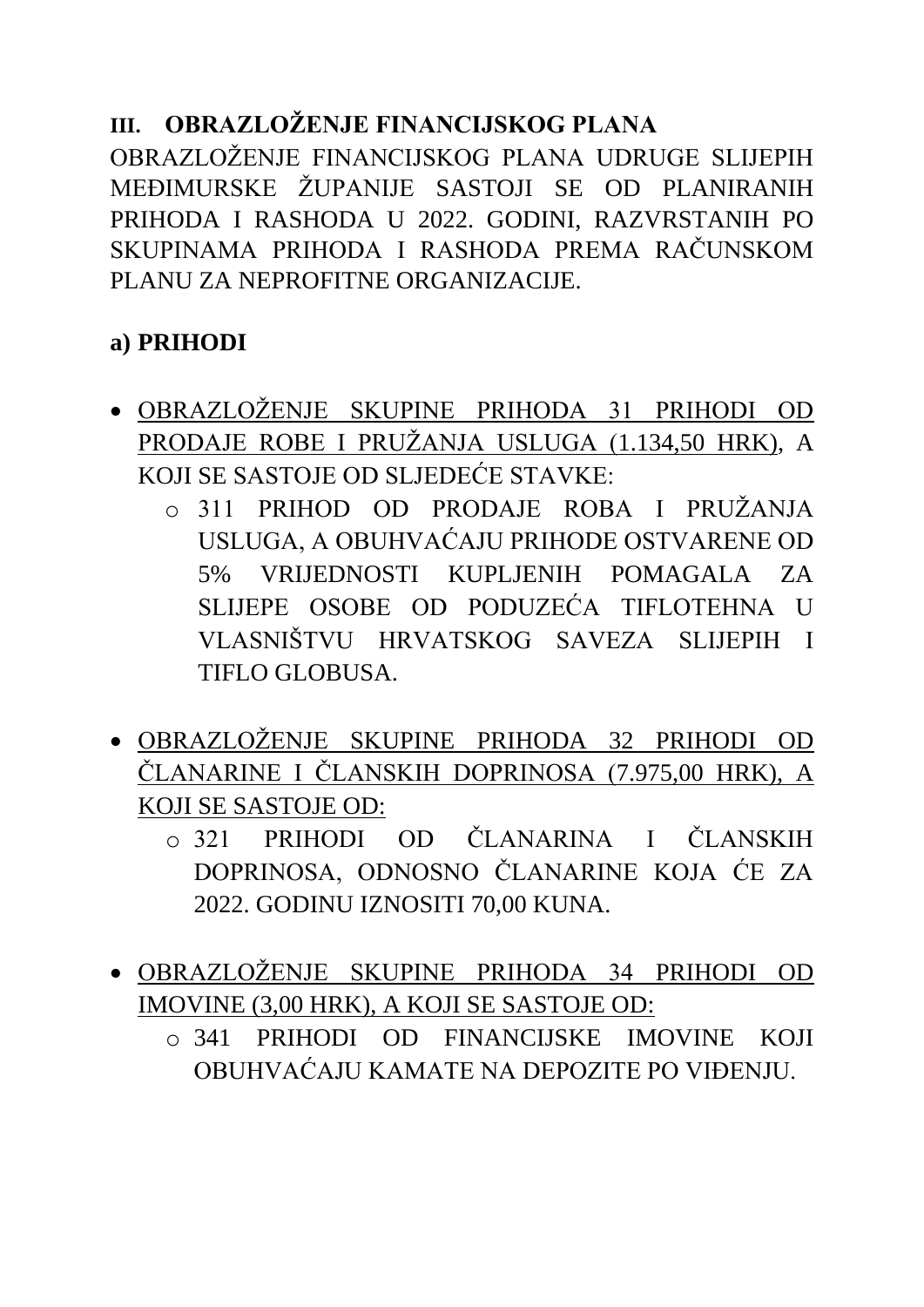## III. OBRAZLOŽENJE FINANCIJSKOG PLANA

OBRAZLOŽENJE FINANCIJSKOG PLANA UDRUGE SLIJEPIH MEĐIMURSKE ŽUPANIJE SASTOJI SE OD PLANIRANIH PRIHODA I RASHODA U 2022. GODINI, RAZVRSTANIH PO SKUPINAMA PRIHODA I RASHODA PREMA RAČUNSKOM PLANU ZA NEPROFITNE ORGANIZACIJE.

### a) PRIHODI

- <u>OBRAZLOŽENJE SKUPINE PRIHODA 31 PRIHODI OD PRODAJE ROBE I PRUŽANJA USLUGA (1.134,50 HRK)</u>, A KOJI SE SASTOJE OD SLJEDEĆE STAVKE:
  - 311 PRIHOD OD PRODAJE ROBA I PRUŽANJA USLUGA, A OBUHVAĆAJU PRIHODE OSTVARENE OD 5% VRIJEDNOSTI KUPLJENIH POMAGALA ZA SLIJEPE OSOBE OD PODUZEĆA TIFLOTEHNA U VLASNIŠTVU HRVATSKOG SAVEZA SLIJEPIH I TIFLO GLOBUSA.

- <u>OBRAZLOŽENJE SKUPINE PRIHODA 32 PRIHODI OD ČLANARINE I ČLANSKIH DOPRINOSA (7.975,00 HRK), A KOJI SE SASTOJE OD:</u>
  - 321 PRIHODI OD ČLANARINA I ČLANSKIH DOPRINOSA, ODNOSNO ČLANARINE KOJA ĆE ZA 2022. GODINU IZNOSITI 70,00 KUNA.

- <u>OBRAZLOŽENJE SKUPINE PRIHODA 34 PRIHODI OD IMOVINE (3,00 HRK), A KOJI SE SASTOJE OD:</u>
  - 341 PRIHODI OD FINANCIJSKE IMOVINE KOJI OBUHVAĆAJU KAMATE NA DEPOZITE PO VIĐENJU.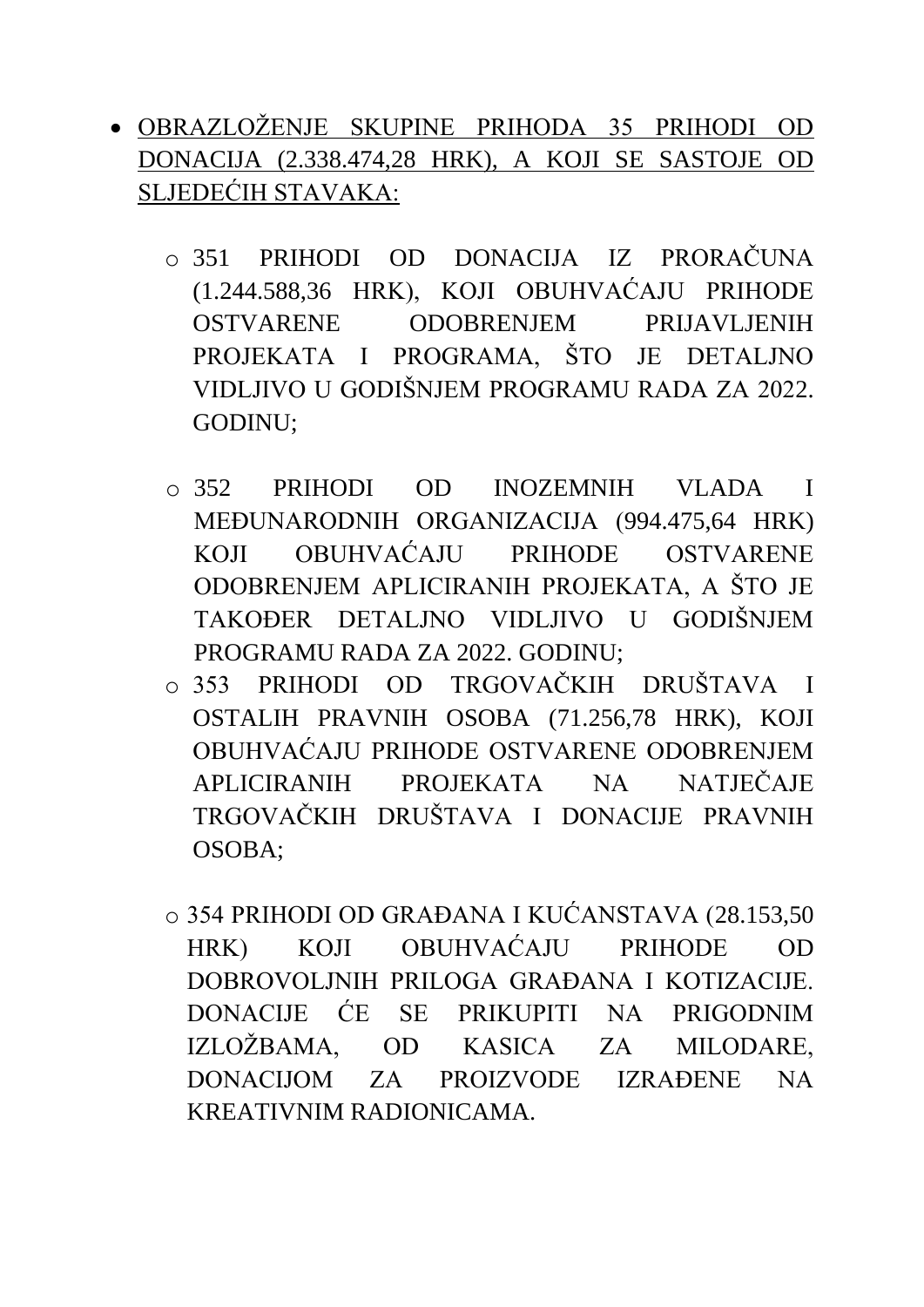- <u>OBRAZLOŽENJE SKUPINE PRIHODA 35 PRIHODI OD DONACIJA (2.338.474,28 HRK), A KOJI SE SASTOJE OD SLJEDEĆIH STAVAKA:</u>

    - 351 PRIHODI OD DONACIJA IZ PRORAČUNA (1.244.588,36 HRK), KOJI OBUHVAĆAJU PRIHODE OSTVARENE ODOBRENJEM PRIJAVLJENIH PROJEKATA I PROGRAMA, ŠTO JE DETALJNO VIDLJIVO U GODIŠNJEM PROGRAMU RADA ZA 2022. GODINU;

    - 352 PRIHODI OD INOZEMNIH VLADA I MEĐUNARODNIH ORGANIZACIJA (994.475,64 HRK) KOJI OBUHVAĆAJU PRIHODE OSTVARENE ODOBRENJEM APLICIRANIH PROJEKATA, A ŠTO JE TAKOĐER DETALJNO VIDLJIVO U GODIŠNJEM PROGRAMU RADA ZA 2022. GODINU;
    - 353 PRIHODI OD TRGOVAČKIH DRUŠTAVA I OSTALIH PRAVNIH OSOBA (71.256,78 HRK), KOJI OBUHVAĆAJU PRIHODE OSTVARENE ODOBRENJEM APLICIRANIH PROJEKATA NA NATJEČAJE TRGOVAČKIH DRUŠTAVA I DONACIJE PRAVNIH OSOBA;

    - 354 PRIHODI OD GRAĐANA I KUĆANSTAVA (28.153,50 HRK) KOJI OBUHVAĆAJU PRIHODE OD DOBROVOLJNIH PRILOGA GRAĐANA I KOTIZACIJE. DONACIJE ĆE SE PRIKUPITI NA PRIGODNIM IZLOŽBAMA, OD KASICA ZA MILODARE, DONACIJOM ZA PROIZVODE IZRAĐENE NA KREATIVNIM RADIONICAMA.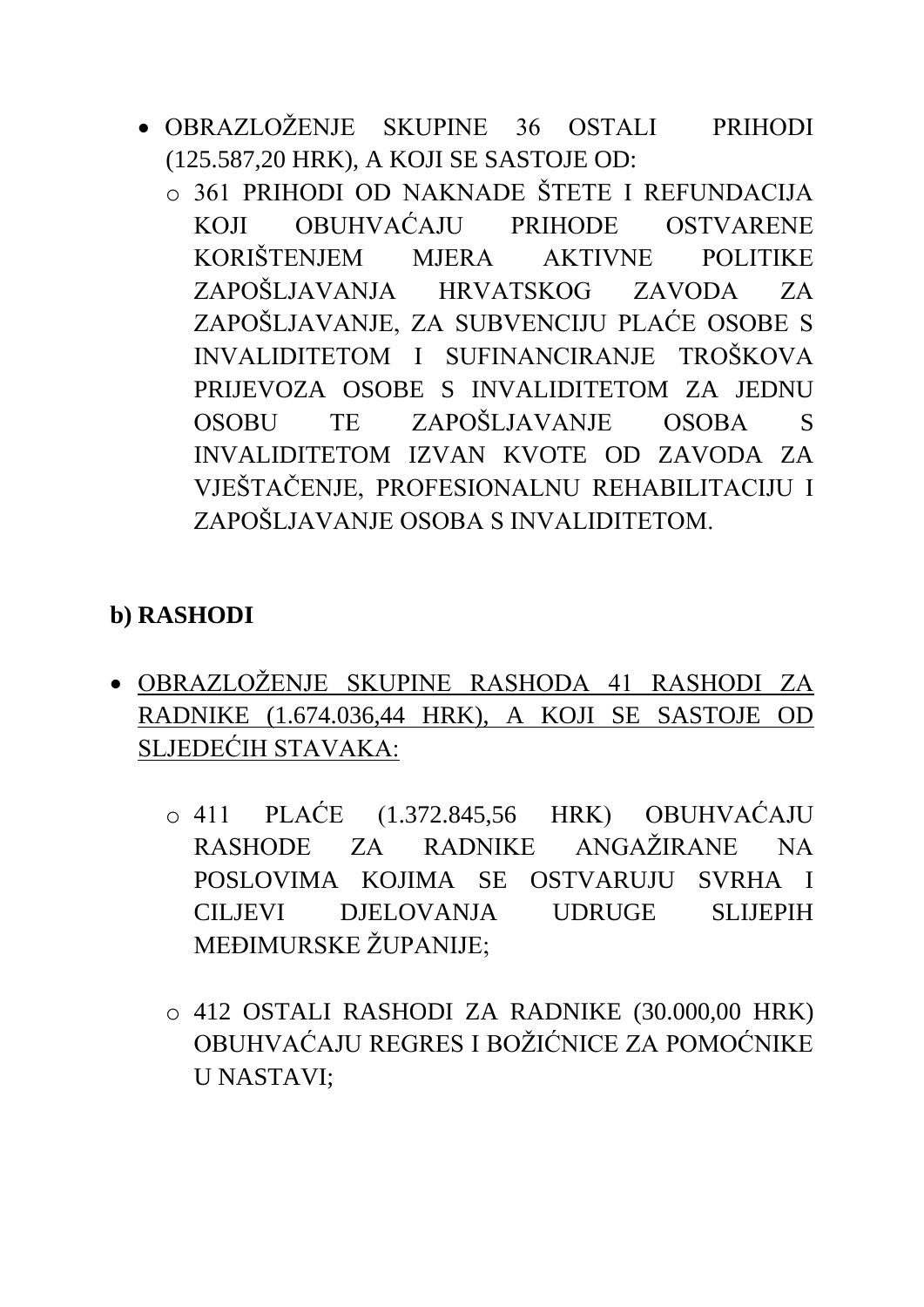- OBRAZLOŽENJE SKUPINE 36 OSTALI PRIHODI (125.587,20 HRK), A KOJI SE SASTOJE OD:
  - 361 PRIHODI OD NAKNADE ŠTETE I REFUNDACIJA KOJI OBUHVAĆAJU PRIHODE OSTVARENE KORIŠTENJEM MJERA AKTIVNE POLITIKE ZAPOŠLJAVANJA HRVATSKOG ZAVODA ZA ZAPOŠLJAVANJE, ZA SUBVENCIJU PLAĆE OSOBE S INVALIDITETOM I SUFINANCIRANJE TROŠKOVA PRIJEVOZA OSOBE S INVALIDITETOM ZA JEDNU OSOBU TE ZAPOŠLJAVANJE OSOBA S INVALIDITETOM IZVAN KVOTE OD ZAVODA ZA VJEŠTAČENJE, PROFESIONALNU REHABILITACIJU I ZAPOŠLJAVANJE OSOBA S INVALIDITETOM.

**b) RASHODI**

- <u>OBRAZLOŽENJE SKUPINE RASHODA 41 RASHODI ZA RADNIKE (1.674.036,44 HRK), A KOJI SE SASTOJE OD SLJEDEĆIH STAVAKA:</u>

  - 411 PLAĆE (1.372.845,56 HRK) OBUHVAĆAJU RASHODE ZA RADNIKE ANGAŽIRANE NA POSLOVIMA KOJIMA SE OSTVARUJU SVRHA I CILJEVI DJELOVANJA UDRUGE SLIJEPIH MEĐIMURSKE ŽUPANIJE;

  - 412 OSTALI RASHODI ZA RADNIKE (30.000,00 HRK) OBUHVAĆAJU REGRES I BOŽIĆNICE ZA POMOĆNIKE U NASTAVI;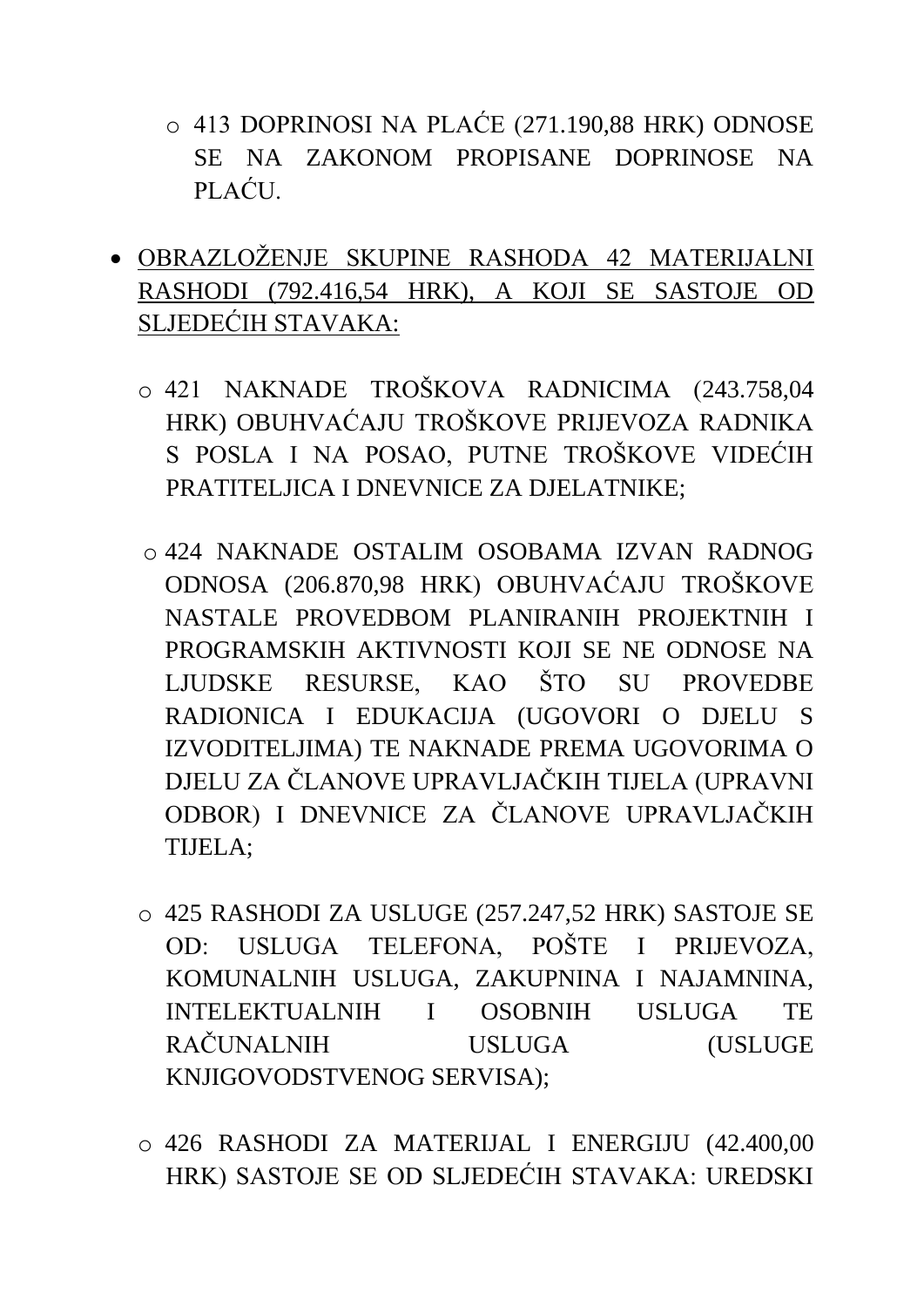- 413 DOPRINOSI NA PLAĆE (271.190,88 HRK) ODNOSE SE NA ZAKONOM PROPISANE DOPRINOSE NA PLAĆU.

- <u>OBRAZLOŽENJE SKUPINE RASHODA 42 MATERIJALNI RASHODI (792.416,54 HRK), A KOJI SE SASTOJE OD SLJEDEĆIH STAVAKA:</u>

  - 421 NAKNADE TROŠKOVA RADNICIMA (243.758,04 HRK) OBUHVAĆAJU TROŠKOVE PRIJEVOZA RADNIKA S POSLA I NA POSAO, PUTNE TROŠKOVE VIDEĆIH PRATITELJICA I DNEVNICE ZA DJELATNIKE;

  - 424 NAKNADE OSTALIM OSOBAMA IZVAN RADNOG ODNOSA (206.870,98 HRK) OBUHVAĆAJU TROŠKOVE NASTALE PROVEDBOM PLANIRANIH PROJEKTNIH I PROGRAMSKIH AKTIVNOSTI KOJI SE NE ODNOSE NA LJUDSKE RESURSE, KAO ŠTO SU PROVEDBE RADIONICA I EDUKACIJA (UGOVORI O DJELU S IZVODITELJIMA) TE NAKNADE PREMA UGOVORIMA O DJELU ZA ČLANOVE UPRAVLJAČKIH TIJELA (UPRAVNI ODBOR) I DNEVNICE ZA ČLANOVE UPRAVLJAČKIH TIJELA;

  - 425 RASHODI ZA USLUGE (257.247,52 HRK) SASTOJE SE OD: USLUGA TELEFONA, POŠTE I PRIJEVOZA, KOMUNALNIH USLUGA, ZAKUPNINA I NAJAMNINA, INTELEKTUALNIH I OSOBNIH USLUGA TE RAČUNALNIH USLUGA (USLUGE KNJIGOVODSTVENOG SERVISA);

  - 426 RASHODI ZA MATERIJAL I ENERGIJU (42.400,00 HRK) SASTOJE SE OD SLJEDEĆIH STAVAKA: UREDSKI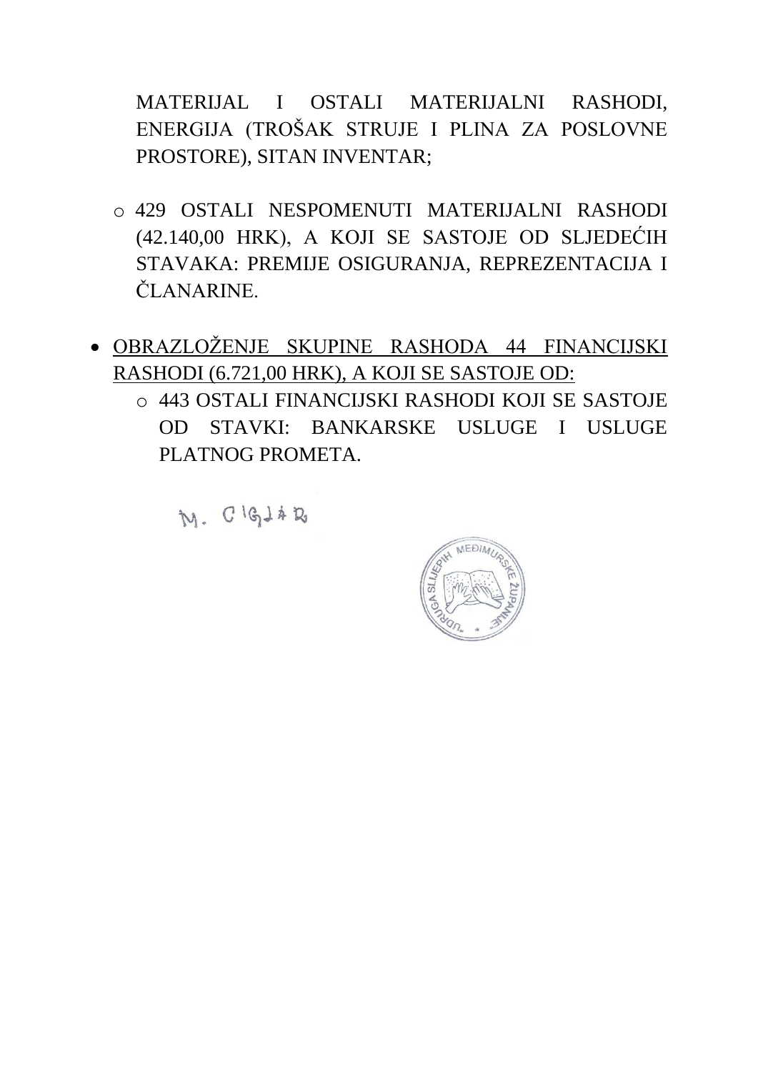MATERIJAL I OSTALI MATERIJALNI RASHODI, ENERGIJA (TROŠAK STRUJE I PLINA ZA POSLOVNE PROSTORE), SITAN INVENTAR;

- 429 OSTALI NESPOMENUTI MATERIJALNI RASHODI (42.140,00 HRK), A KOJI SE SASTOJE OD SLJEDEĆIH STAVAKA: PREMIJE OSIGURANJA, REPREZENTACIJA I ČLANARINE.

- OBRAZLOŽENJE SKUPINE RASHODA 44 FINANCIJSKI RASHODI (6.721,00 HRK), A KOJI SE SASTOJE OD:
  - 443 OSTALI FINANCIJSKI RASHODI KOJI SE SASTOJE OD STAVKI: BANKARSKE USLUGE I USLUGE PLATNOG PROMETA.

M. CIGLAR

UDRUGA SLIJEPIH MEĐIMURSKE ŽUPANIJE